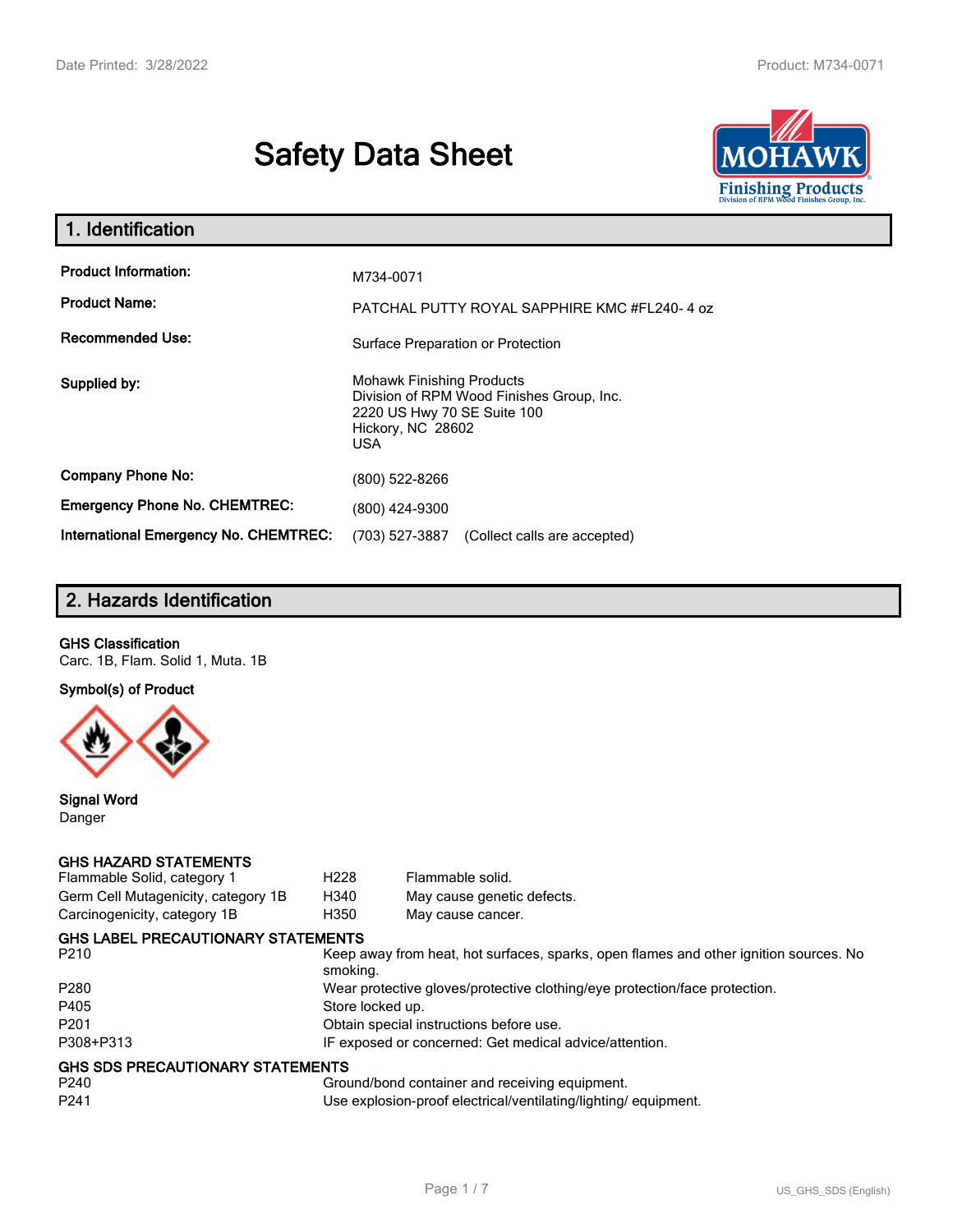# Safety Data Sheet

## 1. Identification

| | |
|---|---|
| **Product Information:** | M734-0071 |
| **Product Name:** | PATCHAL PUTTY ROYAL SAPPHIRE KMC #FL240- 4 oz |
| **Recommended Use:** | Surface Preparation or Protection |
| **Supplied by:** | Mohawk Finishing Products<br>Division of RPM Wood Finishes Group, Inc.<br>2220 US Hwy 70 SE Suite 100<br>Hickory, NC 28602<br>USA |
| **Company Phone No:** | (800) 522-8266 |
| **Emergency Phone No. CHEMTREC:** | (800) 424-9300 |
| **International Emergency No. CHEMTREC:** | (703) 527-3887 (Collect calls are accepted) |

## 2. Hazards Identification

**GHS Classification**

Carc. 1B, Flam. Solid 1, Muta. 1B

**Symbol(s) of Product**

**Signal Word**

Danger

**GHS HAZARD STATEMENTS**

| | | |
|---|---|---|
| Flammable Solid, category 1 | H228 | Flammable solid. |
| Germ Cell Mutagenicity, category 1B | H340 | May cause genetic defects. |
| Carcinogenicity, category 1B | H350 | May cause cancer. |

**GHS LABEL PRECAUTIONARY STATEMENTS**

| | |
|---|---|
| P210 | Keep away from heat, hot surfaces, sparks, open flames and other ignition sources. No smoking. |
| P280 | Wear protective gloves/protective clothing/eye protection/face protection. |
| P405 | Store locked up. |
| P201 | Obtain special instructions before use. |
| P308+P313 | IF exposed or concerned: Get medical advice/attention. |

**GHS SDS PRECAUTIONARY STATEMENTS**

| | |
|---|---|
| P240 | Ground/bond container and receiving equipment. |
| P241 | Use explosion-proof electrical/ventilating/lighting/ equipment. |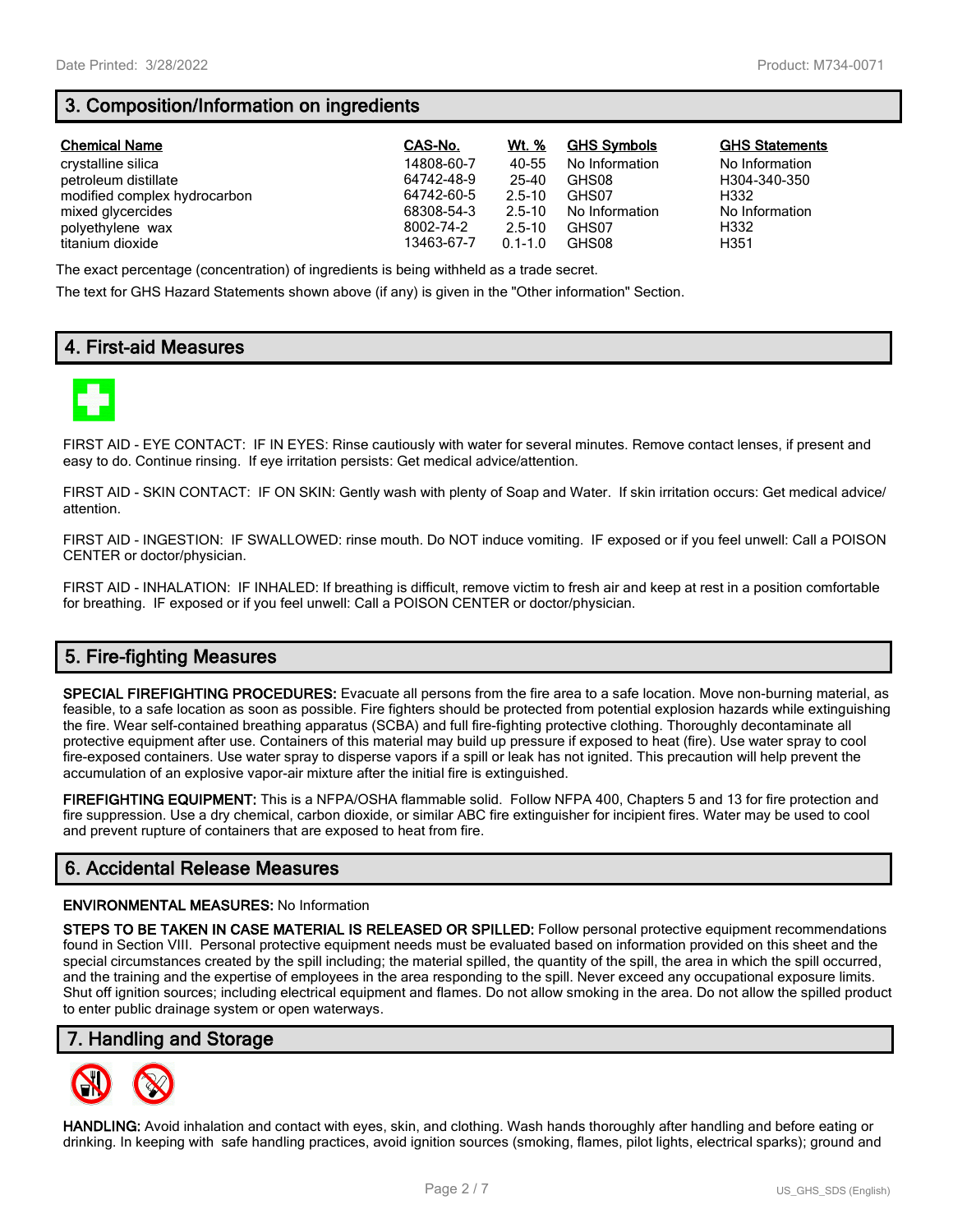## 3. Composition/Information on ingredients

| Chemical Name | CAS-No. | Wt. % | GHS Symbols | GHS Statements |
|---|---|---|---|---|
| crystalline silica | 14808-60-7 | 40-55 | No Information | No Information |
| petroleum distillate | 64742-48-9 | 25-40 | GHS08 | H304-340-350 |
| modified complex hydrocarbon | 64742-60-5 | 2.5-10 | GHS07 | H332 |
| mixed glycercides | 68308-54-3 | 2.5-10 | No Information | No Information |
| polyethylene wax | 8002-74-2 | 2.5-10 | GHS07 | H332 |
| titanium dioxide | 13463-67-7 | 0.1-1.0 | GHS08 | H351 |

The exact percentage (concentration) of ingredients is being withheld as a trade secret.

The text for GHS Hazard Statements shown above (if any) is given in the "Other information" Section.

## 4. First-aid Measures

FIRST AID - EYE CONTACT: IF IN EYES: Rinse cautiously with water for several minutes. Remove contact lenses, if present and easy to do. Continue rinsing. If eye irritation persists: Get medical advice/attention.

FIRST AID - SKIN CONTACT: IF ON SKIN: Gently wash with plenty of Soap and Water. If skin irritation occurs: Get medical advice/ attention.

FIRST AID - INGESTION: IF SWALLOWED: rinse mouth. Do NOT induce vomiting. IF exposed or if you feel unwell: Call a POISON CENTER or doctor/physician.

FIRST AID - INHALATION: IF INHALED: If breathing is difficult, remove victim to fresh air and keep at rest in a position comfortable for breathing. IF exposed or if you feel unwell: Call a POISON CENTER or doctor/physician.

## 5. Fire-fighting Measures

**SPECIAL FIREFIGHTING PROCEDURES:** Evacuate all persons from the fire area to a safe location. Move non-burning material, as feasible, to a safe location as soon as possible. Fire fighters should be protected from potential explosion hazards while extinguishing the fire. Wear self-contained breathing apparatus (SCBA) and full fire-fighting protective clothing. Thoroughly decontaminate all protective equipment after use. Containers of this material may build up pressure if exposed to heat (fire). Use water spray to cool fire-exposed containers. Use water spray to disperse vapors if a spill or leak has not ignited. This precaution will help prevent the accumulation of an explosive vapor-air mixture after the initial fire is extinguished.

**FIREFIGHTING EQUIPMENT:** This is a NFPA/OSHA flammable solid. Follow NFPA 400, Chapters 5 and 13 for fire protection and fire suppression. Use a dry chemical, carbon dioxide, or similar ABC fire extinguisher for incipient fires. Water may be used to cool and prevent rupture of containers that are exposed to heat from fire.

## 6. Accidental Release Measures

**ENVIRONMENTAL MEASURES:** No Information

**STEPS TO BE TAKEN IN CASE MATERIAL IS RELEASED OR SPILLED:** Follow personal protective equipment recommendations found in Section VIII. Personal protective equipment needs must be evaluated based on information provided on this sheet and the special circumstances created by the spill including; the material spilled, the quantity of the spill, the area in which the spill occurred, and the training and the expertise of employees in the area responding to the spill. Never exceed any occupational exposure limits. Shut off ignition sources; including electrical equipment and flames. Do not allow smoking in the area. Do not allow the spilled product to enter public drainage system or open waterways.

## 7. Handling and Storage

**HANDLING:** Avoid inhalation and contact with eyes, skin, and clothing. Wash hands thoroughly after handling and before eating or drinking. In keeping with safe handling practices, avoid ignition sources (smoking, flames, pilot lights, electrical sparks); ground and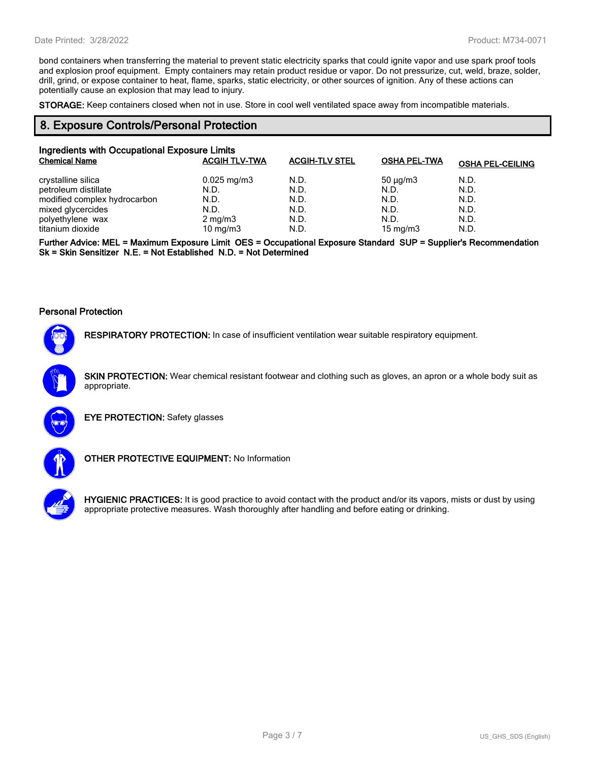bond containers when transferring the material to prevent static electricity sparks that could ignite vapor and use spark proof tools and explosion proof equipment.  Empty containers may retain product residue or vapor. Do not pressurize, cut, weld, braze, solder, drill, grind, or expose container to heat, flame, sparks, static electricity, or other sources of ignition. Any of these actions can potentially cause an explosion that may lead to injury.

**STORAGE:** Keep containers closed when not in use. Store in cool well ventilated space away from incompatible materials.

## 8. Exposure Controls/Personal Protection

### Ingredients with Occupational Exposure Limits

| Chemical Name | ACGIH TLV-TWA | ACGIH-TLV STEL | OSHA PEL-TWA | OSHA PEL-CEILING |
|---|---|---|---|---|
| crystalline silica | 0.025 mg/m3 | N.D. | 50 µg/m3 | N.D. |
| petroleum distillate | N.D. | N.D. | N.D. | N.D. |
| modified complex hydrocarbon | N.D. | N.D. | N.D. | N.D. |
| mixed glycercides | N.D. | N.D. | N.D. | N.D. |
| polyethylene  wax | 2 mg/m3 | N.D. | N.D. | N.D. |
| titanium dioxide | 10 mg/m3 | N.D. | 15 mg/m3 | N.D. |

**Further Advice: MEL = Maximum Exposure Limit  OES = Occupational Exposure Standard  SUP = Supplier's Recommendation Sk = Skin Sensitizer  N.E. = Not Established  N.D. = Not Determined**

### Personal Protection

**RESPIRATORY PROTECTION:** In case of insufficient ventilation wear suitable respiratory equipment.

**SKIN PROTECTION:** Wear chemical resistant footwear and clothing such as gloves, an apron or a whole body suit as appropriate.

**EYE PROTECTION:** Safety glasses

**OTHER PROTECTIVE EQUIPMENT:** No Information

**HYGIENIC PRACTICES:** It is good practice to avoid contact with the product and/or its vapors, mists or dust by using appropriate protective measures. Wash thoroughly after handling and before eating or drinking.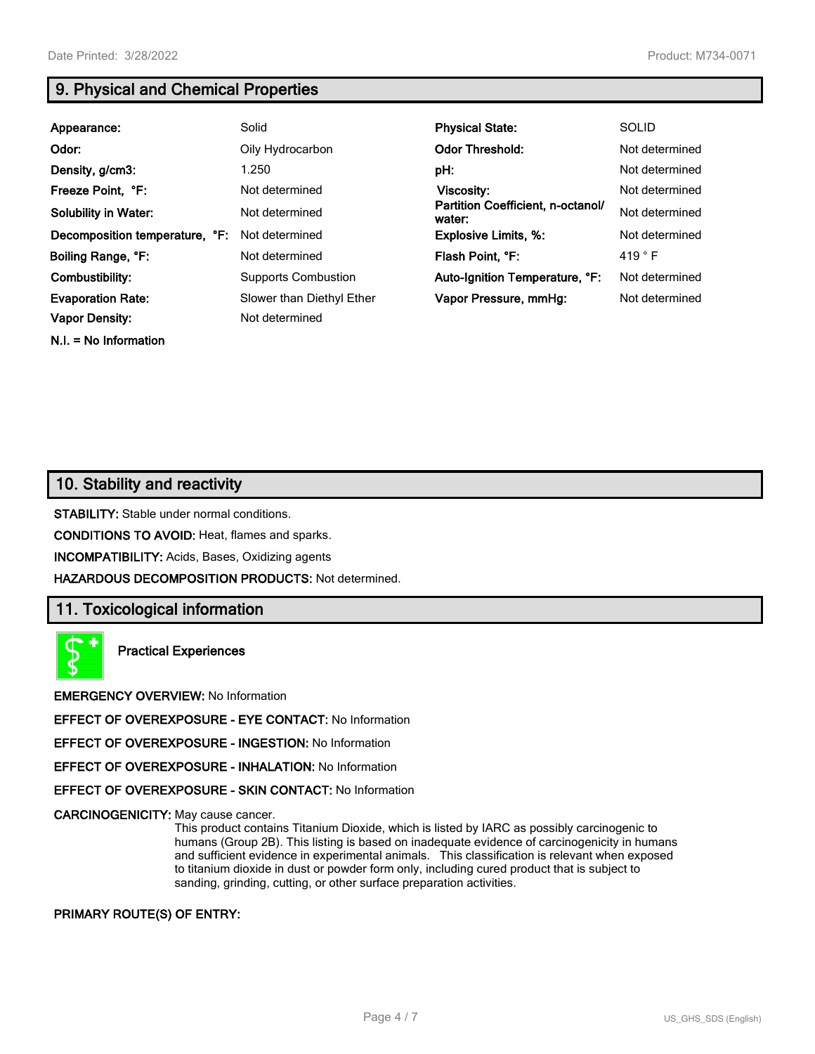## 9. Physical and Chemical Properties

| | | | |
|---|---|---|---|
| **Appearance:** | Solid | **Physical State:** | SOLID |
| **Odor:** | Oily Hydrocarbon | **Odor Threshold:** | Not determined |
| **Density, g/cm3:** | 1.250 | **pH:** | Not determined |
| **Freeze Point, °F:** | Not determined | **Viscosity:** | Not determined |
| **Solubility in Water:** | Not determined | **Partition Coefficient, n-octanol/ water:** | Not determined |
| **Decomposition temperature, °F:** | Not determined | **Explosive Limits, %:** | Not determined |
| **Boiling Range, °F:** | Not determined | **Flash Point, °F:** | 419 ° F |
| **Combustibility:** | Supports Combustion | **Auto-Ignition Temperature, °F:** | Not determined |
| **Evaporation Rate:** | Slower than Diethyl Ether | **Vapor Pressure, mmHg:** | Not determined |
| **Vapor Density:** | Not determined | | |

**N.I. = No Information**

## 10. Stability and reactivity

**STABILITY:** Stable under normal conditions.

**CONDITIONS TO AVOID:** Heat, flames and sparks.

**INCOMPATIBILITY:** Acids, Bases, Oxidizing agents

**HAZARDOUS DECOMPOSITION PRODUCTS:** Not determined.

## 11. Toxicological information

**Practical Experiences**

**EMERGENCY OVERVIEW:** No Information

**EFFECT OF OVEREXPOSURE - EYE CONTACT:** No Information

**EFFECT OF OVEREXPOSURE - INGESTION:** No Information

**EFFECT OF OVEREXPOSURE - INHALATION:** No Information

**EFFECT OF OVEREXPOSURE - SKIN CONTACT:** No Information

**CARCINOGENICITY:** May cause cancer.
This product contains Titanium Dioxide, which is listed by IARC as possibly carcinogenic to humans (Group 2B). This listing is based on inadequate evidence of carcinogenicity in humans and sufficient evidence in experimental animals. This classification is relevant when exposed to titanium dioxide in dust or powder form only, including cured product that is subject to sanding, grinding, cutting, or other surface preparation activities.

**PRIMARY ROUTE(S) OF ENTRY:**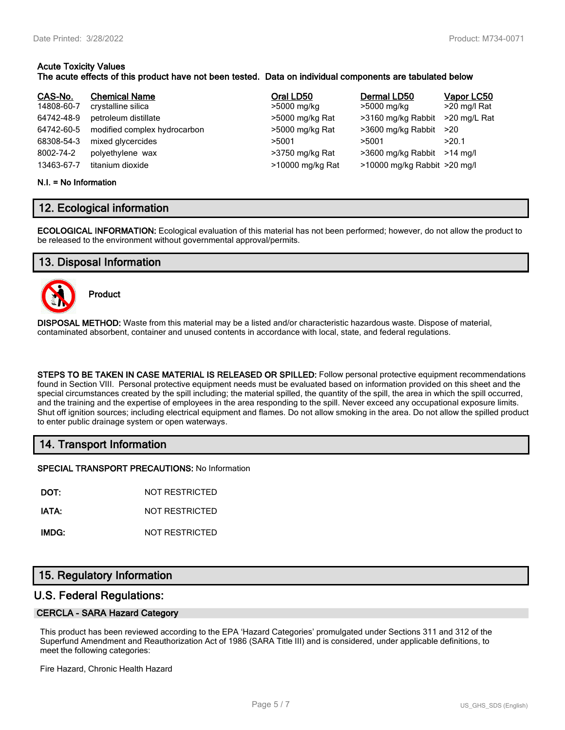**Acute Toxicity Values**
**The acute effects of this product have not been tested. Data on individual components are tabulated below**

| CAS-No. | Chemical Name | Oral LD50 | Dermal LD50 | Vapor LC50 |
|---|---|---|---|---|
| 14808-60-7 | crystalline silica | >5000 mg/kg | >5000 mg/kg | >20 mg/l Rat |
| 64742-48-9 | petroleum distillate | >5000 mg/kg Rat | >3160 mg/kg Rabbit | >20 mg/L Rat |
| 64742-60-5 | modified complex hydrocarbon | >5000 mg/kg Rat | >3600 mg/kg Rabbit | >20 |
| 68308-54-3 | mixed glycercides | >5001 | >5001 | >20.1 |
| 8002-74-2 | polyethylene wax | >3750 mg/kg Rat | >3600 mg/kg Rabbit | >14 mg/l |
| 13463-67-7 | titanium dioxide | >10000 mg/kg Rat | >10000 mg/kg Rabbit | >20 mg/l |

**N.I. = No Information**

## 12. Ecological information

**ECOLOGICAL INFORMATION:** Ecological evaluation of this material has not been performed; however, do not allow the product to be released to the environment without governmental approval/permits.

## 13. Disposal Information

**Product**

**DISPOSAL METHOD:** Waste from this material may be a listed and/or characteristic hazardous waste. Dispose of material, contaminated absorbent, container and unused contents in accordance with local, state, and federal regulations.

**STEPS TO BE TAKEN IN CASE MATERIAL IS RELEASED OR SPILLED:** Follow personal protective equipment recommendations found in Section VIII. Personal protective equipment needs must be evaluated based on information provided on this sheet and the special circumstances created by the spill including; the material spilled, the quantity of the spill, the area in which the spill occurred, and the training and the expertise of employees in the area responding to the spill. Never exceed any occupational exposure limits. Shut off ignition sources; including electrical equipment and flames. Do not allow smoking in the area. Do not allow the spilled product to enter public drainage system or open waterways.

## 14. Transport Information

**SPECIAL TRANSPORT PRECAUTIONS:** No Information

**DOT:** NOT RESTRICTED

**IATA:** NOT RESTRICTED

**IMDG:** NOT RESTRICTED

## 15. Regulatory Information

## U.S. Federal Regulations:

### CERCLA - SARA Hazard Category

This product has been reviewed according to the EPA 'Hazard Categories' promulgated under Sections 311 and 312 of the Superfund Amendment and Reauthorization Act of 1986 (SARA Title III) and is considered, under applicable definitions, to meet the following categories:

Fire Hazard, Chronic Health Hazard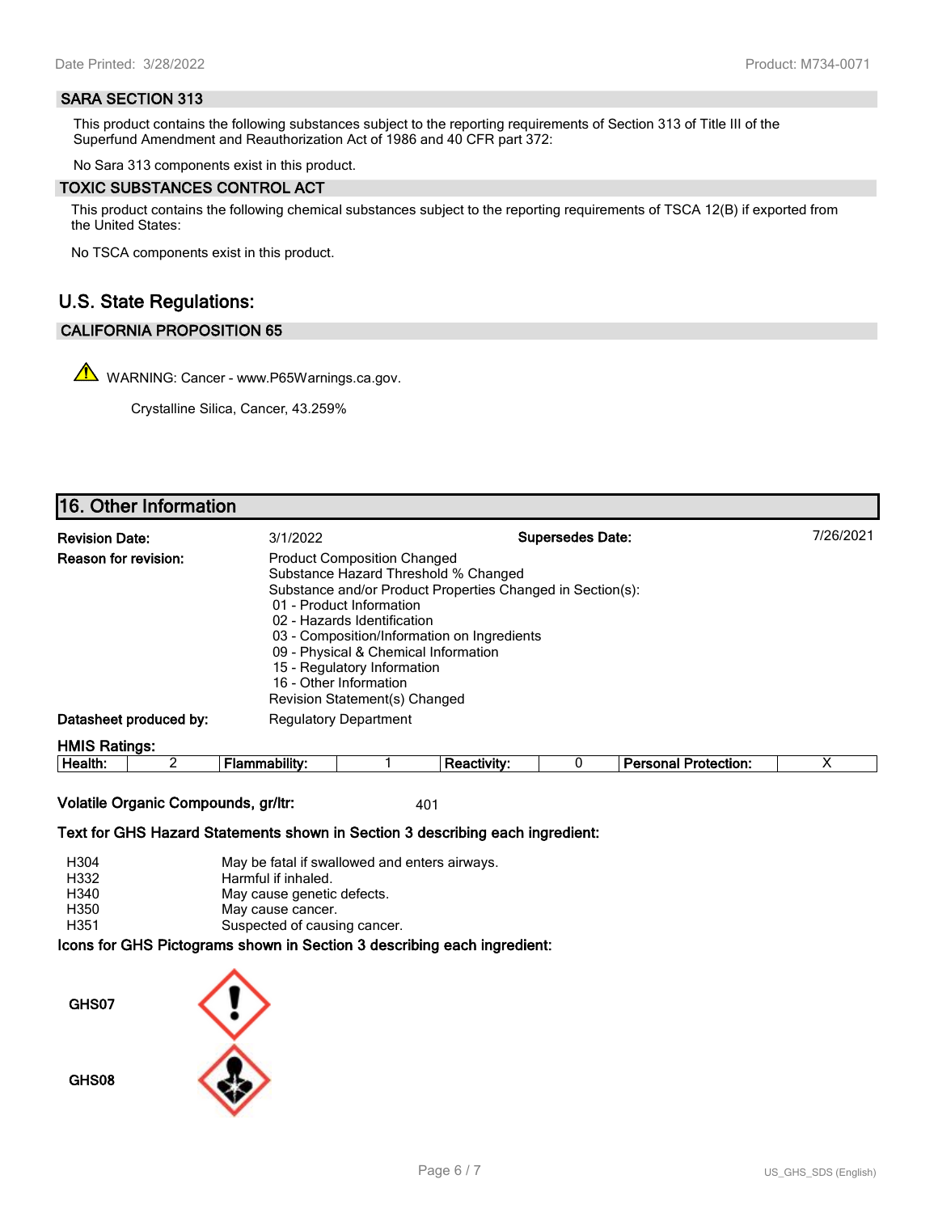### SARA SECTION 313

This product contains the following substances subject to the reporting requirements of Section 313 of Title III of the Superfund Amendment and Reauthorization Act of 1986 and 40 CFR part 372:

No Sara 313 components exist in this product.

### TOXIC SUBSTANCES CONTROL ACT

This product contains the following chemical substances subject to the reporting requirements of TSCA 12(B) if exported from the United States:

No TSCA components exist in this product.

## U.S. State Regulations:

### CALIFORNIA PROPOSITION 65

WARNING: Cancer - www.P65Warnings.ca.gov.

Crystalline Silica, Cancer, 43.259%

## 16. Other Information

**Revision Date:** 3/1/2022 **Supersedes Date:** 7/26/2021

**Reason for revision:**
Product Composition Changed
Substance Hazard Threshold % Changed
Substance and/or Product Properties Changed in Section(s):
01 - Product Information
02 - Hazards Identification
03 - Composition/Information on Ingredients
09 - Physical & Chemical Information
15 - Regulatory Information
16 - Other Information
Revision Statement(s) Changed

**Datasheet produced by:** Regulatory Department

**HMIS Ratings:**

| Health: | 2 | Flammability: | 1 | Reactivity: | 0 | Personal Protection: | X |
|---|---|---|---|---|---|---|---|

**Volatile Organic Compounds, gr/ltr:** 401

**Text for GHS Hazard Statements shown in Section 3 describing each ingredient:**

| | |
|---|---|
| H304 | May be fatal if swallowed and enters airways. |
| H332 | Harmful if inhaled. |
| H340 | May cause genetic defects. |
| H350 | May cause cancer. |
| H351 | Suspected of causing cancer. |

**Icons for GHS Pictograms shown in Section 3 describing each ingredient:**

GHS07

GHS08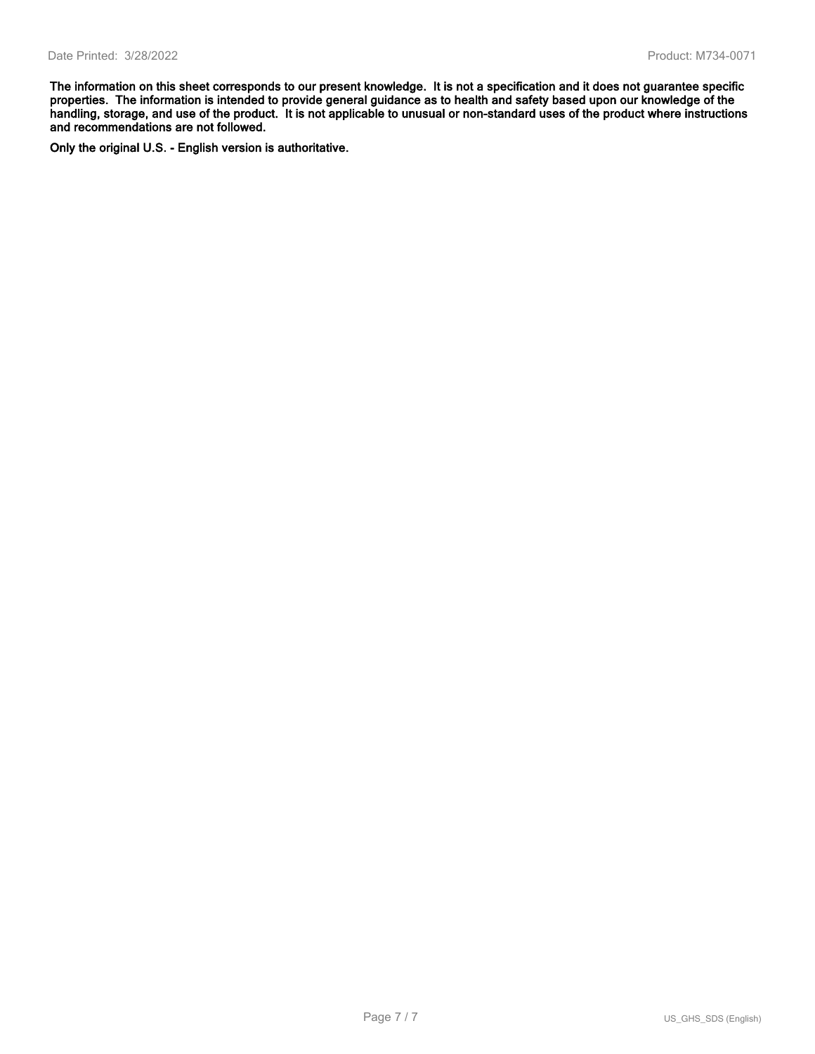**The information on this sheet corresponds to our present knowledge. It is not a specification and it does not guarantee specific properties. The information is intended to provide general guidance as to health and safety based upon our knowledge of the handling, storage, and use of the product. It is not applicable to unusual or non-standard uses of the product where instructions and recommendations are not followed.**

**Only the original U.S. - English version is authoritative.**